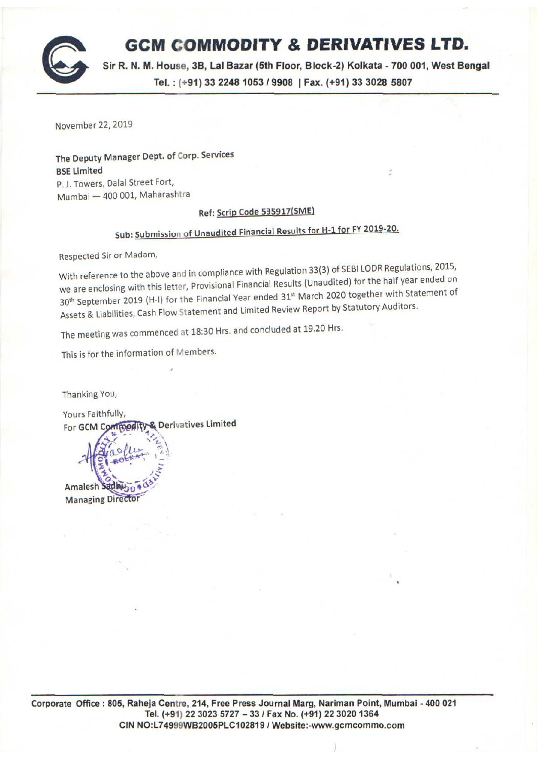# GCM COMMODITY & DERIVATIVES LTD.

**Sir R. N. M. House, 3B, Lal Bazar (5th Floor, Block-2) Kolkata - 700 001, West Bengal**

**Tel. : (+91) 33 2248 1053 / 9908 | Fax. (+91) 33 3028 5807**

November 22, 2019

**The Deputy Manager Dept. of Corp. Services**
**BSE Limited**
P. J. Towers, Dalal Street Fort,
Mumbai — 400 001, Maharashtra

**Ref: Scrip Code 535917(SME)**

**Sub: Submission of Unaudited Financial Results for H-1 for FY 2019-20.**

Respected Sir or Madam,

With reference to the above and in compliance with Regulation 33(3) of SEBI LODR Regulations, 2015, we are enclosing with this letter, Provisional Financial Results (Unaudited) for the half year ended on 30th September 2019 (H-I) for the Financial Year ended 31st March 2020 together with Statement of Assets & Liabilities, Cash Flow Statement and Limited Review Report by Statutory Auditors.

The meeting was commenced at 18:30 Hrs. and concluded at 19.20 Hrs.

This is for the information of Members.

Thanking You,

Yours Faithfully,
For **GCM Commodity & Derivatives Limited**

**Amalesh Sadhu**
**Managing Director**

---

**Corporate Office : 805, Raheja Centre, 214, Free Press Journal Marg, Nariman Point, Mumbai - 400 021**
**Tel. (+91) 22 3023 5727 – 33 / Fax No. (+91) 22 3020 1364**
**CIN NO:L74999WB2005PLC102819 / Website:-www.gcmcommo.com**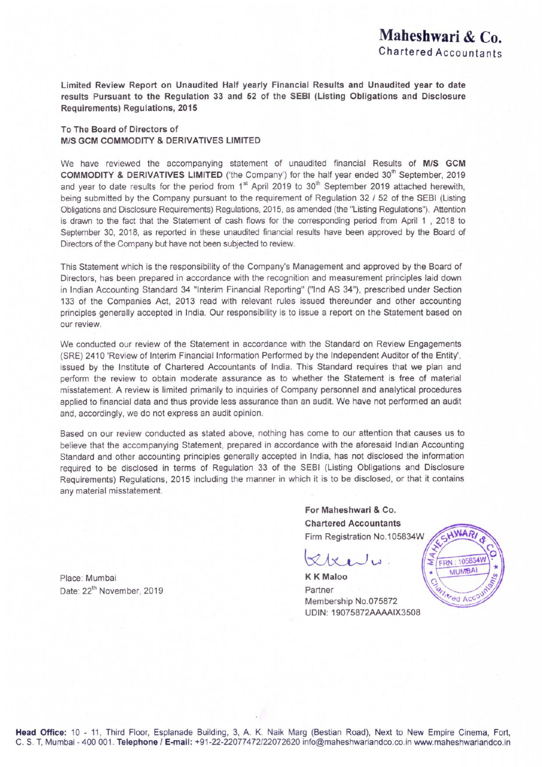# Maheshwari & Co.
Chartered Accountants

**Limited Review Report on Unaudited Half yearly Financial Results and Unaudited year to date results Pursuant to the Regulation 33 and 52 of the SEBI (Listing Obligations and Disclosure Requirements) Regulations, 2015**

To The **Board** of Directors of
**M/S GCM COMMODITY & DERIVATIVES LIMITED**

We have reviewed the accompanying statement of unaudited financial Results of **M/S GCM COMMODITY & DERIVATIVES LIMITED** ('the Company') for the half year ended 30th September, 2019 and year to date results for the period from 1st April 2019 to 30th September 2019 attached herewith, being submitted by the Company pursuant to the requirement of Regulation 32 / 52 of the SEBI (Listing Obligations and Disclosure Requirements) Regulations, 2015, as amended (the "Listing Regulations"). Attention is drawn to the fact that the Statement of cash flows for the corresponding period from April 1 , 2018 to September 30, 2018, as reported in these unaudited financial results have been approved by the Board of Directors of the Company but have not been subjected to review.

This Statement which is the responsibility of the Company's Management and approved by the Board of Directors, has been prepared in accordance with the recognition and measurement principles laid down in Indian Accounting Standard 34 "Interim Financial Reporting" ("Ind AS 34"), prescribed under Section 133 of the Companies Act, 2013 read with relevant rules issued thereunder and other accounting principles generally accepted in India. Our responsibility is to issue a report on the Statement based on our review.

We conducted our review of the Statement in accordance with the Standard on Review Engagements (SRE) 2410 'Review of Interim Financial Information Performed by the Independent Auditor of the Entity', issued by the Institute of Chartered Accountants of India. This Standard requires that we plan and perform the review to obtain moderate assurance as to whether the Statement is free of material misstatement. A review is limited primarily to inquiries of Company personnel and analytical procedures applied to financial data and thus provide less assurance than an audit. We have not performed an audit and, accordingly, we do not express an audit opinion.

Based on our review conducted as stated above, nothing has come to our attention that causes us to believe that the accompanying Statement, prepared in accordance with the aforesaid Indian Accounting Standard and other accounting principles generally accepted in India, has not disclosed the information required to be disclosed in terms of Regulation 33 of the SEBI (Listing Obligations and Disclosure Requirements) Regulations, 2015 including the manner in which it is to be disclosed, or that it contains any material misstatement.

**For Maheshwari & Co.**
**Chartered Accountants**
Firm Registration No.105834W

**K K Maloo**
Partner
Membership No.075872
UDIN: 19075872AAAAIX3508

Place: Mumbai
Date: 22nd November, 2019

**Head Office:** 10 - 11, Third Floor, Esplanade Building, 3, A. K. Naik Marg (Bestian Road), Next to New Empire Cinema, Fort, C. S. T, Mumbai - 400 001. **Telephone / E-mail:** +91-22-22077472/22072620 info@maheshwariandco.co.in www.maheshwariandco.in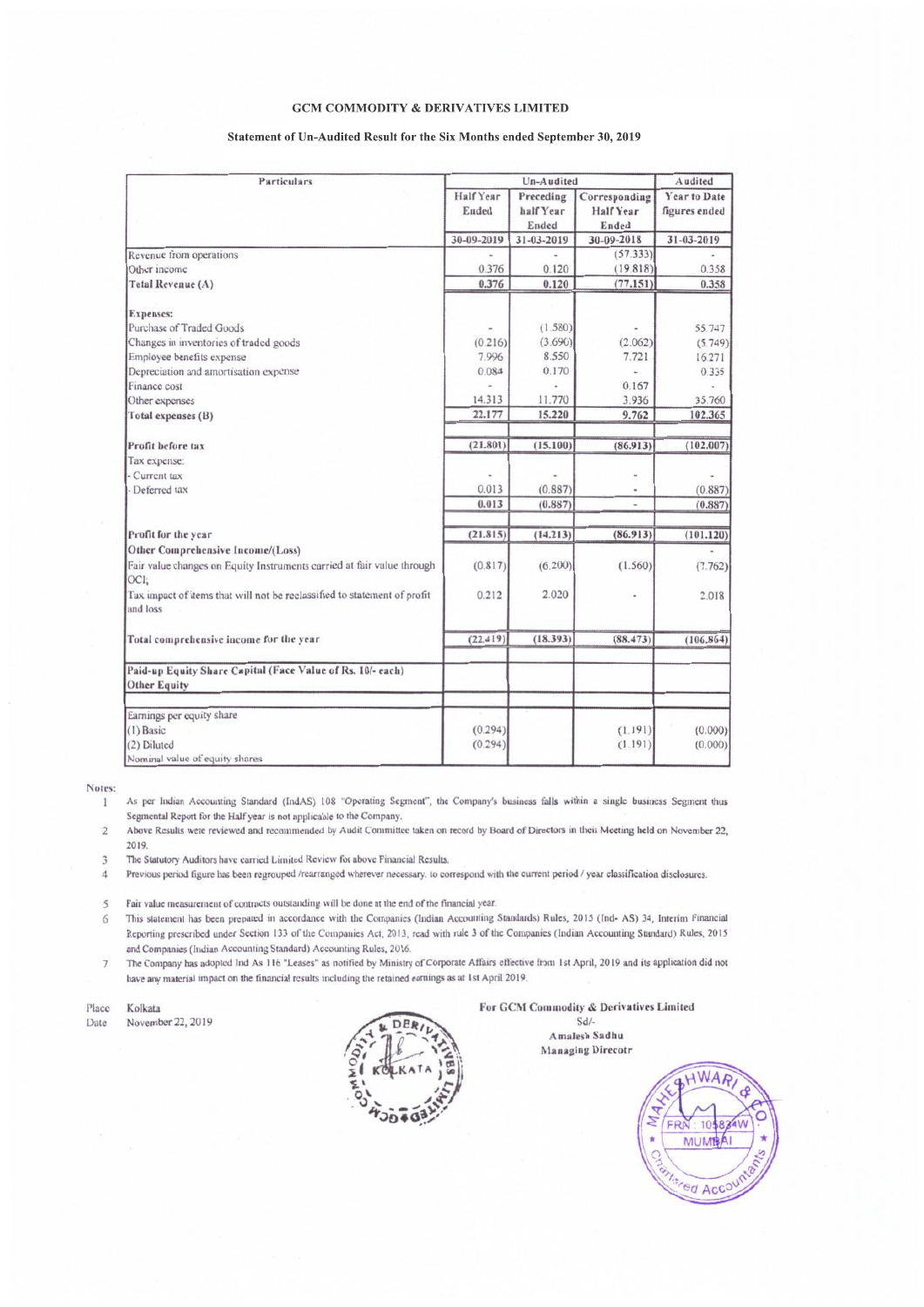**GCM COMMODITY & DERIVATIVES LIMITED**

**Statement of Un-Audited Result for the Six Months ended September 30, 2019**

| Particulars | Un-Audited | | | Audited |
|---|---|---|---|---|
| | Half Year Ended | Preceding half Year Ended | Corresponding Half Year Ended | Year to Date figures ended |
| | 30-09-2019 | 31-03-2019 | 30-09-2018 | 31-03-2019 |
| Revenue from operations | - | - | (57.333) | - |
| Other income | 0.376 | 0.120 | (19.818) | 0.358 |
| **Total Revenue (A)** | **0.376** | **0.120** | **(77.151)** | **0.358** |
| **Expenses:** | | | | |
| Purchase of Traded Goods | - | (1.580) | - | 55.747 |
| Changes in inventories of traded goods | (0.216) | (3.690) | (2.062) | (5.749) |
| Employee benefits expense | 7.996 | 8.550 | 7.721 | 16.271 |
| Depreciation and amortisation expense | 0.084 | 0.170 | - | 0.335 |
| Finance cost | - | - | 0.167 | - |
| Other expenses | 14.313 | 11.770 | 3.936 | 35.760 |
| **Total expenses (B)** | **22.177** | **15.220** | **9.762** | **102.365** |
| **Profit before tax** | **(21.801)** | **(15.100)** | **(86.913)** | **(102.007)** |
| Tax expense: | | | | |
| - Current tax | - | - | - | - |
| - Deferred tax | 0.013 | (0.887) | - | (0.887) |
| | **0.013** | **(0.887)** | - | **(0.887)** |
| **Profit for the year** | **(21.815)** | **(14.213)** | **(86.913)** | **(101.120)** |
| **Other Comprehensive Income/(Loss)** | | | | - |
| Fair value changes on Equity Instruments carried at fair value through OCI; | (0.817) | (6.200) | (1.560) | (7.762) |
| Tax impact of items that will not be reclassified to statement of profit and loss | 0.212 | 2.020 | - | 2.018 |
| **Total comprehensive income for the year** | **(22.419)** | **(18.393)** | **(88.473)** | **(106.864)** |
| **Paid-up Equity Share Capital (Face Value of Rs. 10/- each)** | | | | |
| **Other Equity** | | | | |
| Earnings per equity share | | | | |
| (1) Basic | (0.294) | | (1.191) | (0.000) |
| (2) Diluted | (0.294) | | (1.191) | (0.000) |
| Nominal value of equity shares | | | | |

Notes:

1. As per Indian Accounting Standard (IndAS) 108 "Operating Segment", the Company's business falls within a single business Segment thus Segmental Report for the Half year is not applicable to the Company.
2. Above Results were reviewed and recommended by Audit Committee taken on record by Board of Directors in their Meeting held on November 22, 2019.
3. The Statutory Auditors have carried Limited Review for above Financial Results.
4. Previous period figure has been regrouped /rearranged wherever necessary. to correspond with the current period / year classification disclosures.
5. Fair value measurement of contracts outstanding will be done at the end of the financial year.
6. This statement has been prepared in accordance with the Companies (Indian Accounting Standards) Rules, 2015 (Ind- AS) 34, Interim Financial Reporting prescribed under Section 133 of the Companies Act, 2013, read with rule 3 of the Companies (Indian Accounting Standard) Rules, 2015 and Companies (Indian Accounting Standard) Accounting Rules, 2016.
7. The Company has adopted Ind As 116 "Leases" as notified by Ministry of Corporate Affairs effective from 1st April, 2019 and its application did not have any material impact on the financial results including the retained earnings as at 1st April 2019.

Place: Kolkata
Date: November 22, 2019

For GCM Commodity & Derivatives Limited
Sd/-
Amalesh Sadhu
Managing Direcotr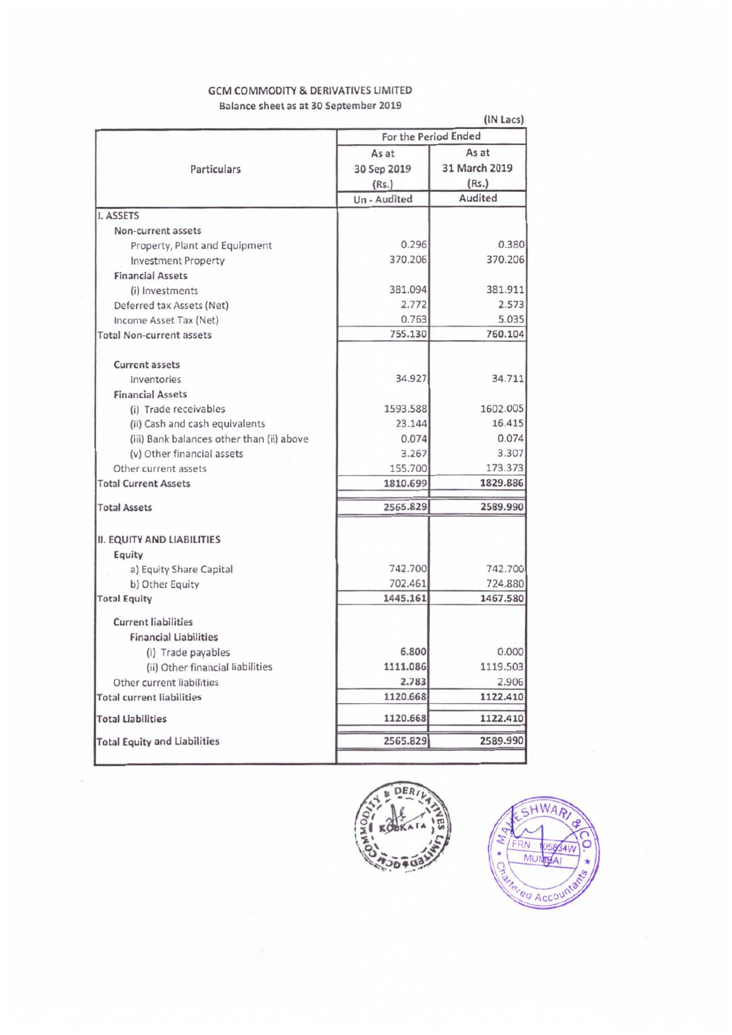# GCM COMMODITY & DERIVATIVES LIMITED

## Balance sheet as at 30 September 2019

(IN Lacs)

| Particulars | For the Period Ended | |
|---|---|---|
| | As at 30 Sep 2019 (Rs.) | As at 31 March 2019 (Rs.) |
| | Un - Audited | Audited |
| **I. ASSETS** | | |
| Non-current assets | | |
| Property, Plant and Equipment | 0.296 | 0.380 |
| Investment Property | 370.206 | 370.206 |
| **Financial Assets** | | |
| (i) Investments | 381.094 | 381.911 |
| Deferred tax Assets (Net) | 2.772 | 2.573 |
| Income Asset Tax (Net) | 0.763 | 5.035 |
| **Total Non-current assets** | 755.130 | 760.104 |
| **Current assets** | | |
| Inventories | 34.927 | 34.711 |
| **Financial Assets** | | |
| (i) Trade receivables | 1593.588 | 1602.005 |
| (ii) Cash and cash equivalents | 23.144 | 16.415 |
| (iii) Bank balances other than (ii) above | 0.074 | 0.074 |
| (v) Other financial assets | 3.267 | 3.307 |
| Other current assets | 155.700 | 173.373 |
| **Total Current Assets** | **1810.699** | **1829.886** |
| **Total Assets** | **2565.829** | **2589.990** |
| **II. EQUITY AND LIABILITIES** | | |
| **Equity** | | |
| a) Equity Share Capital | 742.700 | 742.700 |
| b) Other Equity | 702.461 | 724.880 |
| **Total Equity** | **1445.161** | **1467.580** |
| **Current liabilities** | | |
| **Financial Liabilities** | | |
| (i) Trade payables | 6.800 | 0.000 |
| (ii) Other financial liabilities | 1111.086 | 1119.503 |
| Other current liabilities | 2.783 | 2.906 |
| **Total current liabilities** | 1120.668 | 1122.410 |
| **Total Liabilities** | 1120.668 | 1122.410 |
| **Total Equity and Liabilities** | 2565.829 | 2589.990 |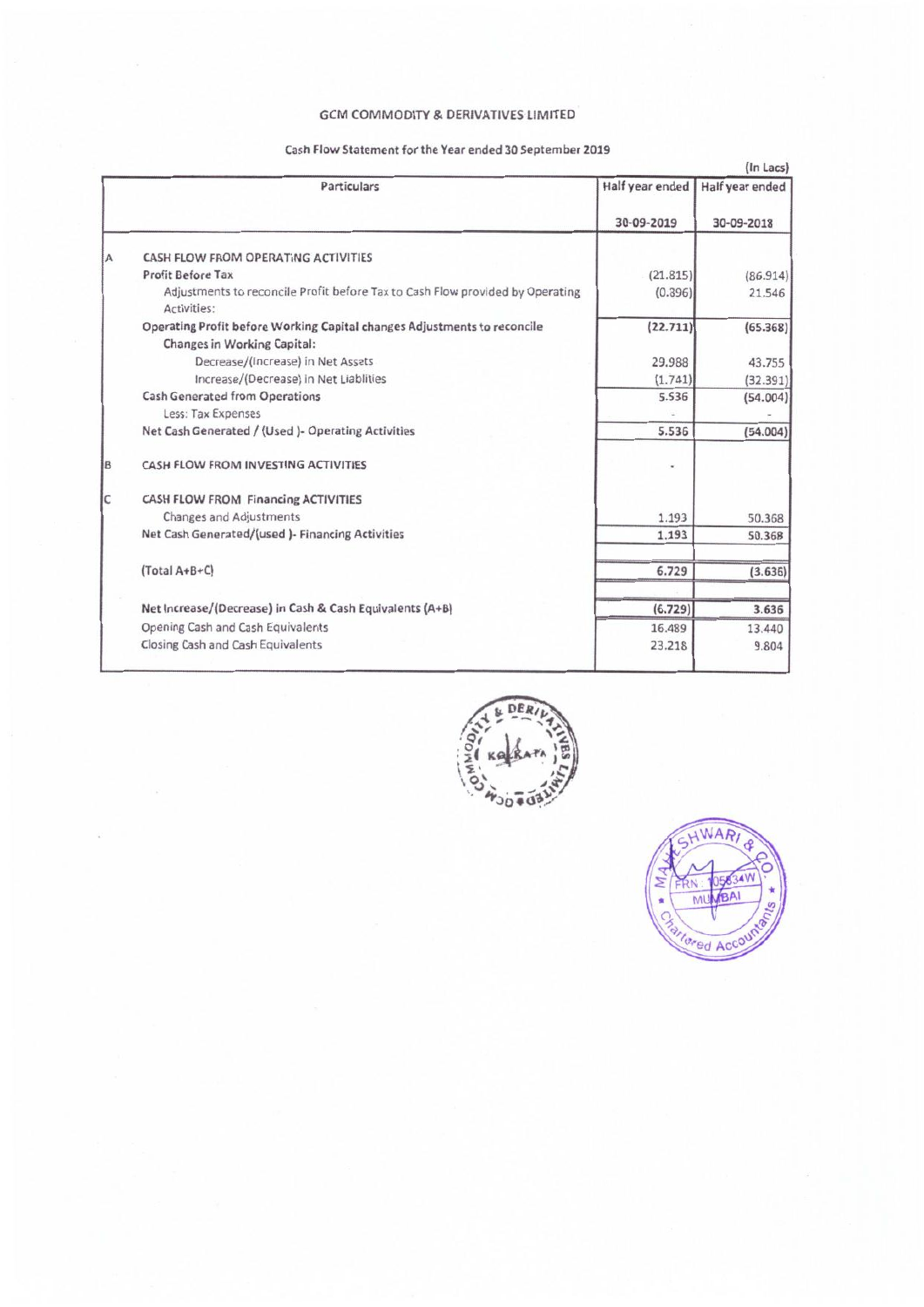GCM COMMODITY & DERIVATIVES LIMITED

Cash Flow Statement for the Year ended 30 September 2019

(In Lacs)

| | Particulars | Half year ended 30-09-2019 | Half year ended 30-09-2018 |
|---|---|---|---|
| A | CASH FLOW FROM OPERATING ACTIVITIES | | |
| | Profit Before Tax | (21.815) | (86.914) |
| | Adjustments to reconcile Profit before Tax to Cash Flow provided by Operating Activities: | (0.896) | 21.546 |
| | Operating Profit before Working Capital changes Adjustments to reconcile | (22.711) | (65.368) |
| | Changes in Working Capital: | | |
| | Decrease/(Increase) in Net Assets | 29.988 | 43.755 |
| | Increase/(Decrease) in Net Liablities | (1.741) | (32.391) |
| | Cash Generated from Operations | 5.536 | (54.004) |
| | Less: Tax Expenses | - | - |
| | Net Cash Generated / (Used )- Operating Activities | 5.536 | (54.004) |
| B | CASH FLOW FROM INVESTING ACTIVITIES | - | |
| C | CASH FLOW FROM Financing ACTIVITIES | | |
| | Changes and Adjustments | 1.193 | 50.368 |
| | Net Cash Generated/(used )- Financing Activities | 1.193 | 50.368 |
| | (Total A+B+C) | 6.729 | (3.636) |
| | Net Increase/(Decrease) in Cash & Cash Equivalents (A+B) | (6.729) | 3.636 |
| | Opening Cash and Cash Equivalents | 16.489 | 13.440 |
| | Closing Cash and Cash Equivalents | 23.218 | 9.804 |